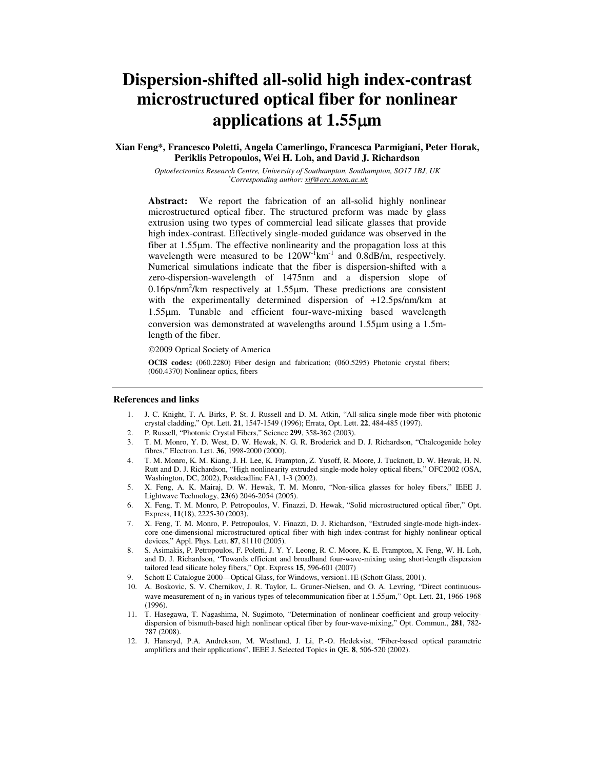# Dispersion-shifted all-solid high index-contrast microstructured optical fiber for nonlinear applications at 1.55μm

**Xian Feng\*, Francesco Poletti, Angela Camerlingo, Francesca Parmigiani, Peter Horak, Periklis Petropoulos, Wei H. Loh, and David J. Richardson**

*Optoelectronics Research Centre, University of Southampton, Southampton, SO17 1BJ, UK*
*\*Corresponding author: xif@orc.soton.ac.uk*

**Abstract:** We report the fabrication of an all-solid highly nonlinear microstructured optical fiber. The structured preform was made by glass extrusion using two types of commercial lead silicate glasses that provide high index-contrast. Effectively single-moded guidance was observed in the fiber at 1.55μm. The effective nonlinearity and the propagation loss at this wavelength were measured to be $120W^{-1}km^{-1}$ and 0.8dB/m, respectively. Numerical simulations indicate that the fiber is dispersion-shifted with a zero-dispersion-wavelength of 1475nm and a dispersion slope of $0.16ps/nm^2/km$ respectively at 1.55μm. These predictions are consistent with the experimentally determined dispersion of +12.5ps/nm/km at 1.55μm. Tunable and efficient four-wave-mixing based wavelength conversion was demonstrated at wavelengths around 1.55μm using a 1.5m-length of the fiber.

©2009 Optical Society of America

**OCIS codes:** (060.2280) Fiber design and fabrication; (060.5295) Photonic crystal fibers; (060.4370) Nonlinear optics, fibers

## References and links

1. J. C. Knight, T. A. Birks, P. St. J. Russell and D. M. Atkin, "All-silica single-mode fiber with photonic crystal cladding," Opt. Lett. **21**, 1547-1549 (1996); Errata, Opt. Lett. **22**, 484-485 (1997).
2. P. Russell, "Photonic Crystal Fibers," Science **299**, 358-362 (2003).
3. T. M. Monro, Y. D. West, D. W. Hewak, N. G. R. Broderick and D. J. Richardson, "Chalcogenide holey fibres," Electron. Lett. **36**, 1998-2000 (2000).
4. T. M. Monro, K. M. Kiang, J. H. Lee, K. Frampton, Z. Yusoff, R. Moore, J. Tucknott, D. W. Hewak, H. N. Rutt and D. J. Richardson, "High nonlinearity extruded single-mode holey optical fibers," OFC2002 (OSA, Washington, DC, 2002), Postdeadline FA1, 1-3 (2002).
5. X. Feng, A. K. Mairaj, D. W. Hewak, T. M. Monro, "Non-silica glasses for holey fibers," IEEE J. Lightwave Technology, **23**(6) 2046-2054 (2005).
6. X. Feng, T. M. Monro, P. Petropoulos, V. Finazzi, D. Hewak, "Solid microstructured optical fiber," Opt. Express, **11**(18), 2225-30 (2003).
7. X. Feng, T. M. Monro, P. Petropoulos, V. Finazzi, D. J. Richardson, "Extruded single-mode high-index-core one-dimensional microstructured optical fiber with high index-contrast for highly nonlinear optical devices," Appl. Phys. Lett. **87**, 81110 (2005).
8. S. Asimakis, P. Petropoulos, F. Poletti, J. Y. Y. Leong, R. C. Moore, K. E. Frampton, X. Feng, W. H. Loh, and D. J. Richardson, "Towards efficient and broadband four-wave-mixing using short-length dispersion tailored lead silicate holey fibers," Opt. Express **15**, 596-601 (2007)
9. Schott E-Catalogue 2000—Optical Glass, for Windows, version1.1E (Schott Glass, 2001).
10. A. Boskovic, S. V. Chernikov, J. R. Taylor, L. Gruner-Nielsen, and O. A. Levring, "Direct continuous-wave measurement of $n_2$ in various types of telecommunication fiber at 1.55μm," Opt. Lett. **21**, 1966-1968 (1996).
11. T. Hasegawa, T. Nagashima, N. Sugimoto, "Determination of nonlinear coefficient and group-velocity-dispersion of bismuth-based high nonlinear optical fiber by four-wave-mixing," Opt. Commun., **281**, 782-787 (2008).
12. J. Hansryd, P.A. Andrekson, M. Westlund, J. Li, P.-O. Hedekvist, "Fiber-based optical parametric amplifiers and their applications", IEEE J. Selected Topics in QE, **8**, 506-520 (2002).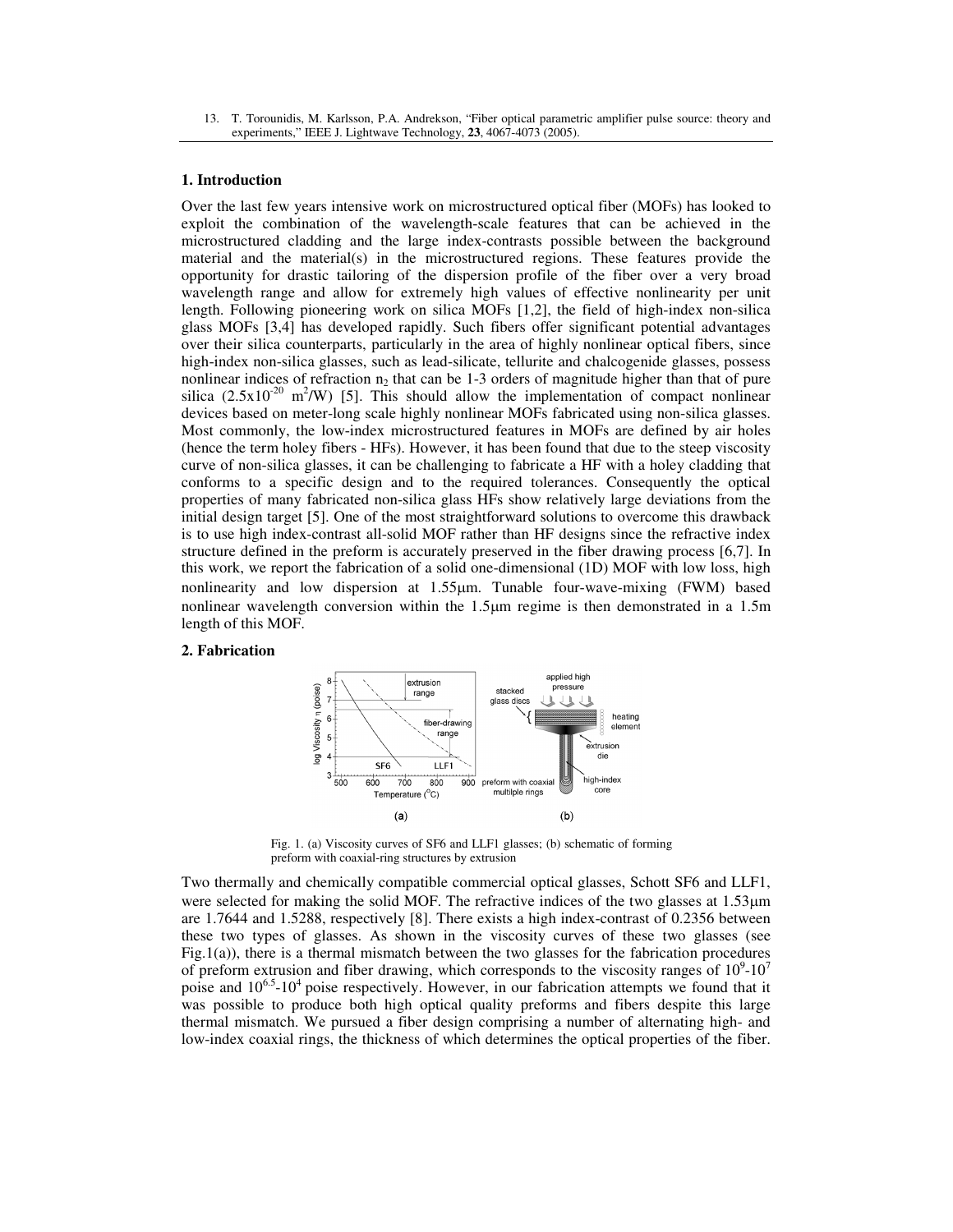13. T. Torounidis, M. Karlsson, P.A. Andrekson, "Fiber optical parametric amplifier pulse source: theory and experiments," IEEE J. Lightwave Technology, **23**, 4067-4073 (2005).

## 1. Introduction

Over the last few years intensive work on microstructured optical fiber (MOFs) has looked to exploit the combination of the wavelength-scale features that can be achieved in the microstructured cladding and the large index-contrasts possible between the background material and the material(s) in the microstructured regions. These features provide the opportunity for drastic tailoring of the dispersion profile of the fiber over a very broad wavelength range and allow for extremely high values of effective nonlinearity per unit length. Following pioneering work on silica MOFs [1,2], the field of high-index non-silica glass MOFs [3,4] has developed rapidly. Such fibers offer significant potential advantages over their silica counterparts, particularly in the area of highly nonlinear optical fibers, since high-index non-silica glasses, such as lead-silicate, tellurite and chalcogenide glasses, possess nonlinear indices of refraction $n_2$ that can be 1-3 orders of magnitude higher than that of pure silica ($2.5\times10^{-20}$ $m^2/W$) [5]. This should allow the implementation of compact nonlinear devices based on meter-long scale highly nonlinear MOFs fabricated using non-silica glasses. Most commonly, the low-index microstructured features in MOFs are defined by air holes (hence the term holey fibers - HFs). However, it has been found that due to the steep viscosity curve of non-silica glasses, it can be challenging to fabricate a HF with a holey cladding that conforms to a specific design and to the required tolerances. Consequently the optical properties of many fabricated non-silica glass HFs show relatively large deviations from the initial design target [5]. One of the most straightforward solutions to overcome this drawback is to use high index-contrast all-solid MOF rather than HF designs since the refractive index structure defined in the preform is accurately preserved in the fiber drawing process [6,7]. In this work, we report the fabrication of a solid one-dimensional (1D) MOF with low loss, high nonlinearity and low dispersion at 1.55μm. Tunable four-wave-mixing (FWM) based nonlinear wavelength conversion within the 1.5μm regime is then demonstrated in a 1.5m length of this MOF.

## 2. Fabrication

Fig. 1. (a) Viscosity curves of SF6 and LLF1 glasses; (b) schematic of forming preform with coaxial-ring structures by extrusion

Two thermally and chemically compatible commercial optical glasses, Schott SF6 and LLF1, were selected for making the solid MOF. The refractive indices of the two glasses at 1.53μm are 1.7644 and 1.5288, respectively [8]. There exists a high index-contrast of 0.2356 between these two types of glasses. As shown in the viscosity curves of these two glasses (see Fig.1(a)), there is a thermal mismatch between the two glasses for the fabrication procedures of preform extrusion and fiber drawing, which corresponds to the viscosity ranges of $10^9$-$10^7$ poise and $10^{6.5}$-$10^4$ poise respectively. However, in our fabrication attempts we found that it was possible to produce both high optical quality preforms and fibers despite this large thermal mismatch. We pursued a fiber design comprising a number of alternating high- and low-index coaxial rings, the thickness of which determines the optical properties of the fiber.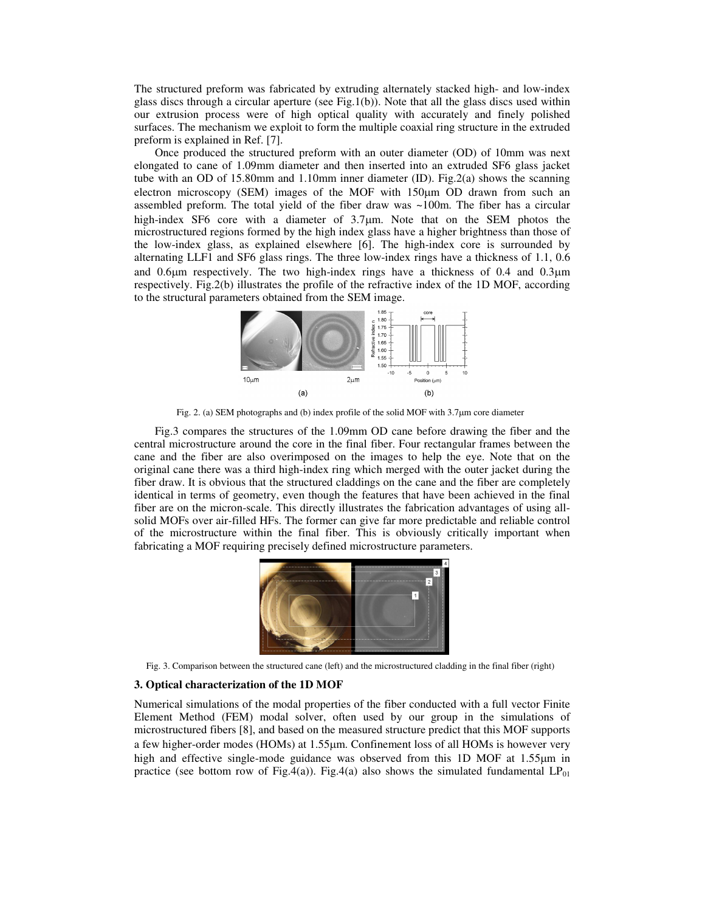The structured preform was fabricated by extruding alternately stacked high- and low-index glass discs through a circular aperture (see Fig.1(b)). Note that all the glass discs used within our extrusion process were of high optical quality with accurately and finely polished surfaces. The mechanism we exploit to form the multiple coaxial ring structure in the extruded preform is explained in Ref. [7].

Once produced the structured preform with an outer diameter (OD) of 10mm was next elongated to cane of 1.09mm diameter and then inserted into an extruded SF6 glass jacket tube with an OD of 15.80mm and 1.10mm inner diameter (ID). Fig.2(a) shows the scanning electron microscopy (SEM) images of the MOF with 150μm OD drawn from such an assembled preform. The total yield of the fiber draw was ~100m. The fiber has a circular high-index SF6 core with a diameter of 3.7μm. Note that on the SEM photos the microstructured regions formed by the high index glass have a higher brightness than those of the low-index glass, as explained elsewhere [6]. The high-index core is surrounded by alternating LLF1 and SF6 glass rings. The three low-index rings have a thickness of 1.1, 0.6 and 0.6μm respectively. The two high-index rings have a thickness of 0.4 and 0.3μm respectively. Fig.2(b) illustrates the profile of the refractive index of the 1D MOF, according to the structural parameters obtained from the SEM image.

Fig. 2. (a) SEM photographs and (b) index profile of the solid MOF with 3.7μm core diameter

Fig.3 compares the structures of the 1.09mm OD cane before drawing the fiber and the central microstructure around the core in the final fiber. Four rectangular frames between the cane and the fiber are also overimposed on the images to help the eye. Note that on the original cane there was a third high-index ring which merged with the outer jacket during the fiber draw. It is obvious that the structured claddings on the cane and the fiber are completely identical in terms of geometry, even though the features that have been achieved in the final fiber are on the micron-scale. This directly illustrates the fabrication advantages of using all-solid MOFs over air-filled HFs. The former can give far more predictable and reliable control of the microstructure within the final fiber. This is obviously critically important when fabricating a MOF requiring precisely defined microstructure parameters.

Fig. 3. Comparison between the structured cane (left) and the microstructured cladding in the final fiber (right)

### 3. Optical characterization of the 1D MOF

Numerical simulations of the modal properties of the fiber conducted with a full vector Finite Element Method (FEM) modal solver, often used by our group in the simulations of microstructured fibers [8], and based on the measured structure predict that this MOF supports a few higher-order modes (HOMs) at 1.55μm. Confinement loss of all HOMs is however very high and effective single-mode guidance was observed from this 1D MOF at 1.55μm in practice (see bottom row of Fig.4(a)). Fig.4(a) also shows the simulated fundamental $LP_{01}$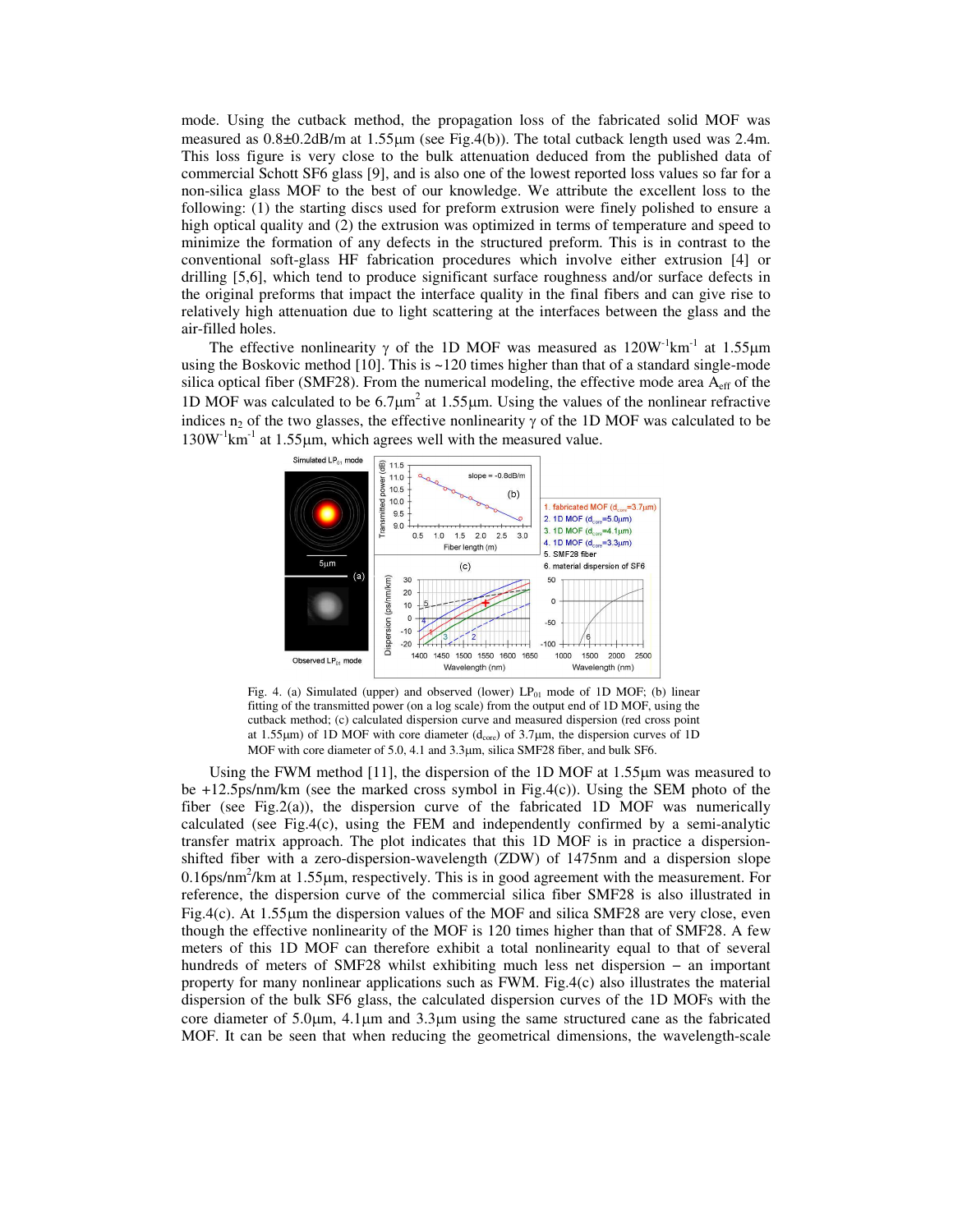mode. Using the cutback method, the propagation loss of the fabricated solid MOF was measured as 0.8±0.2dB/m at 1.55μm (see Fig.4(b)). The total cutback length used was 2.4m. This loss figure is very close to the bulk attenuation deduced from the published data of commercial Schott SF6 glass [9], and is also one of the lowest reported loss values so far for a non-silica glass MOF to the best of our knowledge. We attribute the excellent loss to the following: (1) the starting discs used for preform extrusion were finely polished to ensure a high optical quality and (2) the extrusion was optimized in terms of temperature and speed to minimize the formation of any defects in the structured preform. This is in contrast to the conventional soft-glass HF fabrication procedures which involve either extrusion [4] or drilling [5,6], which tend to produce significant surface roughness and/or surface defects in the original preforms that impact the interface quality in the final fibers and can give rise to relatively high attenuation due to light scattering at the interfaces between the glass and the air-filled holes.

The effective nonlinearity $\gamma$ of the 1D MOF was measured as $120W^{-1}km^{-1}$ at 1.55μm using the Boskovic method [10]. This is ~120 times higher than that of a standard single-mode silica optical fiber (SMF28). From the numerical modeling, the effective mode area $A_{eff}$ of the 1D MOF was calculated to be $6.7\mu m^2$ at 1.55μm. Using the values of the nonlinear refractive indices $n_2$ of the two glasses, the effective nonlinearity $\gamma$ of the 1D MOF was calculated to be $130W^{-1}km^{-1}$ at 1.55μm, which agrees well with the measured value.

Fig. 4. (a) Simulated (upper) and observed (lower) $LP_{01}$ mode of 1D MOF; (b) linear fitting of the transmitted power (on a log scale) from the output end of 1D MOF, using the cutback method; (c) calculated dispersion curve and measured dispersion (red cross point at 1.55μm) of 1D MOF with core diameter ($d_{core}$) of 3.7μm, the dispersion curves of 1D MOF with core diameter of 5.0, 4.1 and 3.3μm, silica SMF28 fiber, and bulk SF6.

Using the FWM method [11], the dispersion of the 1D MOF at 1.55μm was measured to be +12.5ps/nm/km (see the marked cross symbol in Fig.4(c)). Using the SEM photo of the fiber (see Fig.2(a)), the dispersion curve of the fabricated 1D MOF was numerically calculated (see Fig.4(c), using the FEM and independently confirmed by a semi-analytic transfer matrix approach. The plot indicates that this 1D MOF is in practice a dispersion-shifted fiber with a zero-dispersion-wavelength (ZDW) of 1475nm and a dispersion slope $0.16ps/nm^2/km$ at 1.55μm, respectively. This is in good agreement with the measurement. For reference, the dispersion curve of the commercial silica fiber SMF28 is also illustrated in Fig.4(c). At 1.55μm the dispersion values of the MOF and silica SMF28 are very close, even though the effective nonlinearity of the MOF is 120 times higher than that of SMF28. A few meters of this 1D MOF can therefore exhibit a total nonlinearity equal to that of several hundreds of meters of SMF28 whilst exhibiting much less net dispersion – an important property for many nonlinear applications such as FWM. Fig.4(c) also illustrates the material dispersion of the bulk SF6 glass, the calculated dispersion curves of the 1D MOFs with the core diameter of 5.0μm, 4.1μm and 3.3μm using the same structured cane as the fabricated MOF. It can be seen that when reducing the geometrical dimensions, the wavelength-scale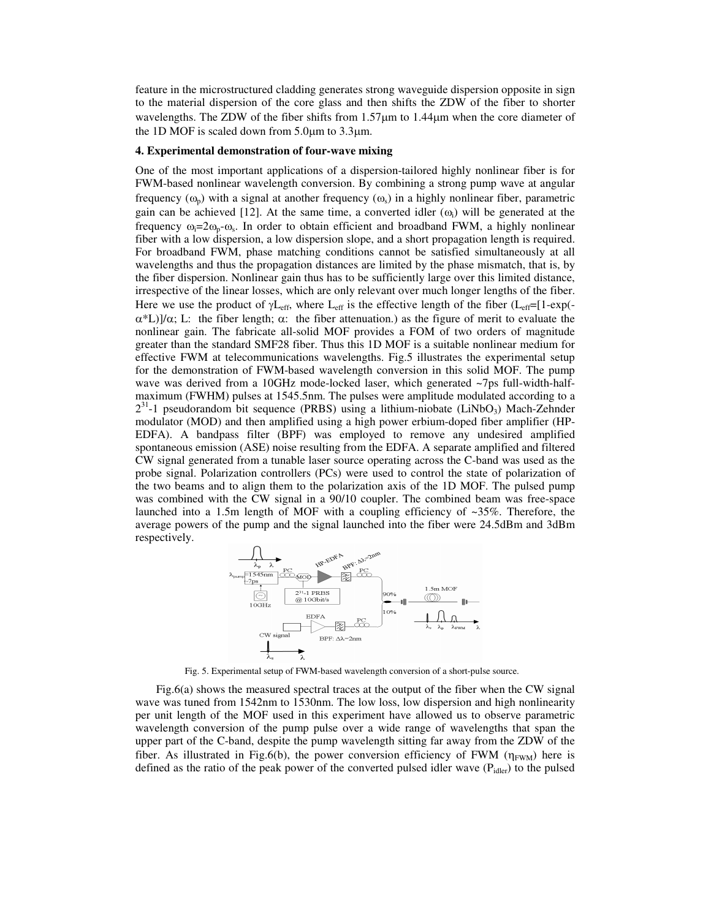feature in the microstructured cladding generates strong waveguide dispersion opposite in sign to the material dispersion of the core glass and then shifts the ZDW of the fiber to shorter wavelengths. The ZDW of the fiber shifts from 1.57μm to 1.44μm when the core diameter of the 1D MOF is scaled down from 5.0μm to 3.3μm.

**4. Experimental demonstration of four-wave mixing**

One of the most important applications of a dispersion-tailored highly nonlinear fiber is for FWM-based nonlinear wavelength conversion. By combining a strong pump wave at angular frequency ($\omega_p$) with a signal at another frequency ($\omega_s$) in a highly nonlinear fiber, parametric gain can be achieved [12]. At the same time, a converted idler ($\omega_i$) will be generated at the frequency $\omega_i=2\omega_p-\omega_s$. In order to obtain efficient and broadband FWM, a highly nonlinear fiber with a low dispersion, a low dispersion slope, and a short propagation length is required. For broadband FWM, phase matching conditions cannot be satisfied simultaneously at all wavelengths and thus the propagation distances are limited by the phase mismatch, that is, by the fiber dispersion. Nonlinear gain thus has to be sufficiently large over this limited distance, irrespective of the linear losses, which are only relevant over much longer lengths of the fiber. Here we use the product of $\gamma L_{eff}$, where $L_{eff}$ is the effective length of the fiber ($L_{eff}=[1-\exp(-\alpha*L)]/\alpha$; L: the fiber length; $\alpha$: the fiber attenuation.) as the figure of merit to evaluate the nonlinear gain. The fabricate all-solid MOF provides a FOM of two orders of magnitude greater than the standard SMF28 fiber. Thus this 1D MOF is a suitable nonlinear medium for effective FWM at telecommunications wavelengths. Fig.5 illustrates the experimental setup for the demonstration of FWM-based wavelength conversion in this solid MOF. The pump wave was derived from a 10GHz mode-locked laser, which generated ~7ps full-width-half-maximum (FWHM) pulses at 1545.5nm. The pulses were amplitude modulated according to a $2^{31}$-1 pseudorandom bit sequence (PRBS) using a lithium-niobate ($LiNbO_3$) Mach-Zehnder modulator (MOD) and then amplified using a high power erbium-doped fiber amplifier (HP-EDFA). A bandpass filter (BPF) was employed to remove any undesired amplified spontaneous emission (ASE) noise resulting from the EDFA. A separate amplified and filtered CW signal generated from a tunable laser source operating across the C-band was used as the probe signal. Polarization controllers (PCs) were used to control the state of polarization of the two beams and to align them to the polarization axis of the 1D MOF. The pulsed pump was combined with the CW signal in a 90/10 coupler. The combined beam was free-space launched into a 1.5m length of MOF with a coupling efficiency of ~35%. Therefore, the average powers of the pump and the signal launched into the fiber were 24.5dBm and 3dBm respectively.

Fig. 5. Experimental setup of FWM-based wavelength conversion of a short-pulse source.

Fig.6(a) shows the measured spectral traces at the output of the fiber when the CW signal wave was tuned from 1542nm to 1530nm. The low loss, low dispersion and high nonlinearity per unit length of the MOF used in this experiment have allowed us to observe parametric wavelength conversion of the pump pulse over a wide range of wavelengths that span the upper part of the C-band, despite the pump wavelength sitting far away from the ZDW of the fiber. As illustrated in Fig.6(b), the power conversion efficiency of FWM ($\eta_{FWM}$) here is defined as the ratio of the peak power of the converted pulsed idler wave ($P_{idler}$) to the pulsed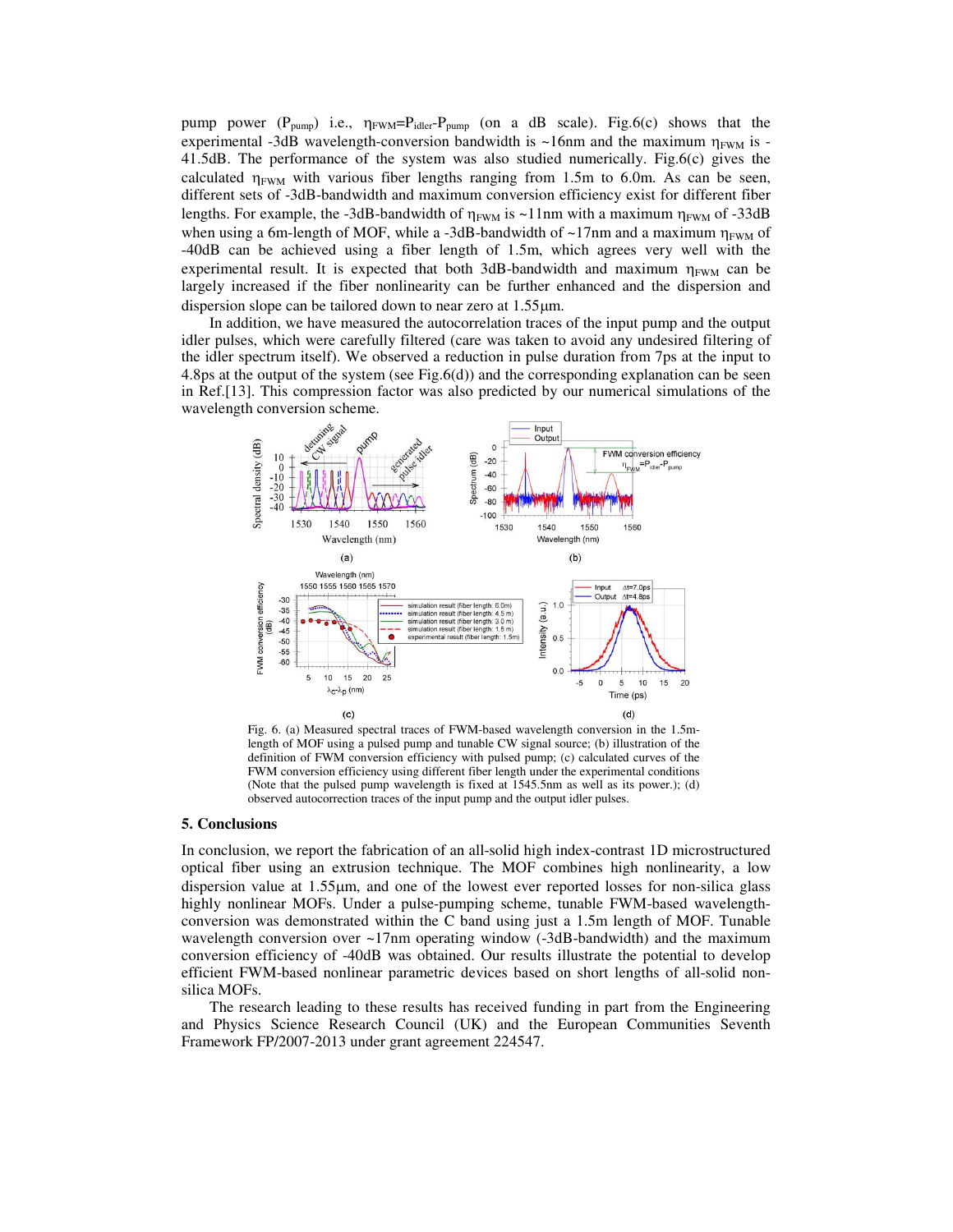pump power ($P_{pump}$) i.e., $\eta_{FWM}=P_{idler}-P_{pump}$ (on a dB scale). Fig.6(c) shows that the experimental -3dB wavelength-conversion bandwidth is ~16nm and the maximum $\eta_{FWM}$ is -41.5dB. The performance of the system was also studied numerically. Fig.6(c) gives the calculated $\eta_{FWM}$ with various fiber lengths ranging from 1.5m to 6.0m. As can be seen, different sets of -3dB-bandwidth and maximum conversion efficiency exist for different fiber lengths. For example, the -3dB-bandwidth of $\eta_{FWM}$ is ~11nm with a maximum $\eta_{FWM}$ of -33dB when using a 6m-length of MOF, while a -3dB-bandwidth of ~17nm and a maximum $\eta_{FWM}$ of -40dB can be achieved using a fiber length of 1.5m, which agrees very well with the experimental result. It is expected that both 3dB-bandwidth and maximum $\eta_{FWM}$ can be largely increased if the fiber nonlinearity can be further enhanced and the dispersion and dispersion slope can be tailored down to near zero at 1.55μm.

In addition, we have measured the autocorrelation traces of the input pump and the output idler pulses, which were carefully filtered (care was taken to avoid any undesired filtering of the idler spectrum itself). We observed a reduction in pulse duration from 7ps at the input to 4.8ps at the output of the system (see Fig.6(d)) and the corresponding explanation can be seen in Ref.[13]. This compression factor was also predicted by our numerical simulations of the wavelength conversion scheme.

(a)
detuning CW signal
pump
generated pulse idler
Spectral density (dB)
10
0
-10
-20
-30
-40
1530 1540 1550 1560
Wavelength (nm)

(b)
Input
Output
FWM conversion efficiency
$\eta_{FWM}=P_{idler}-P_{pump}$
Spectrum (dB)
0
-20
-40
-60
-80
-100
1530 1540 1550 1560
Wavelength (nm)

(c)
Wavelength (nm)
1550 1555 1560 1565 1570
FWM conversion efficiency (dB)
-30
-35
-40
-45
-50
-55
-60
5 10 15 20 25
$\lambda_C-\lambda_P$ (nm)
simulation result (fiber length: 6.0m)
simulation result (fiber length: 4.5 m)
simulation result (fiber length: 3.0 m)
simulation result (fiber length: 1.5 m)
experimental result (fiber length: 1.5m)

(d)
Input Δt=7.0ps
Output Δt=4.8ps
Intensity (a.u.)
1.0
0.5
0.0
-5 0 5 10 15 20
Time (ps)

Fig. 6. (a) Measured spectral traces of FWM-based wavelength conversion in the 1.5m-length of MOF using a pulsed pump and tunable CW signal source; (b) illustration of the definition of FWM conversion efficiency with pulsed pump; (c) calculated curves of the FWM conversion efficiency using different fiber length under the experimental conditions (Note that the pulsed pump wavelength is fixed at 1545.5nm as well as its power.); (d) observed autocorrection traces of the input pump and the output idler pulses.

## 5. Conclusions

In conclusion, we report the fabrication of an all-solid high index-contrast 1D microstructured optical fiber using an extrusion technique. The MOF combines high nonlinearity, a low dispersion value at 1.55μm, and one of the lowest ever reported losses for non-silica glass highly nonlinear MOFs. Under a pulse-pumping scheme, tunable FWM-based wavelength-conversion was demonstrated within the C band using just a 1.5m length of MOF. Tunable wavelength conversion over ~17nm operating window (-3dB-bandwidth) and the maximum conversion efficiency of -40dB was obtained. Our results illustrate the potential to develop efficient FWM-based nonlinear parametric devices based on short lengths of all-solid non-silica MOFs.

The research leading to these results has received funding in part from the Engineering and Physics Science Research Council (UK) and the European Communities Seventh Framework FP/2007-2013 under grant agreement 224547.